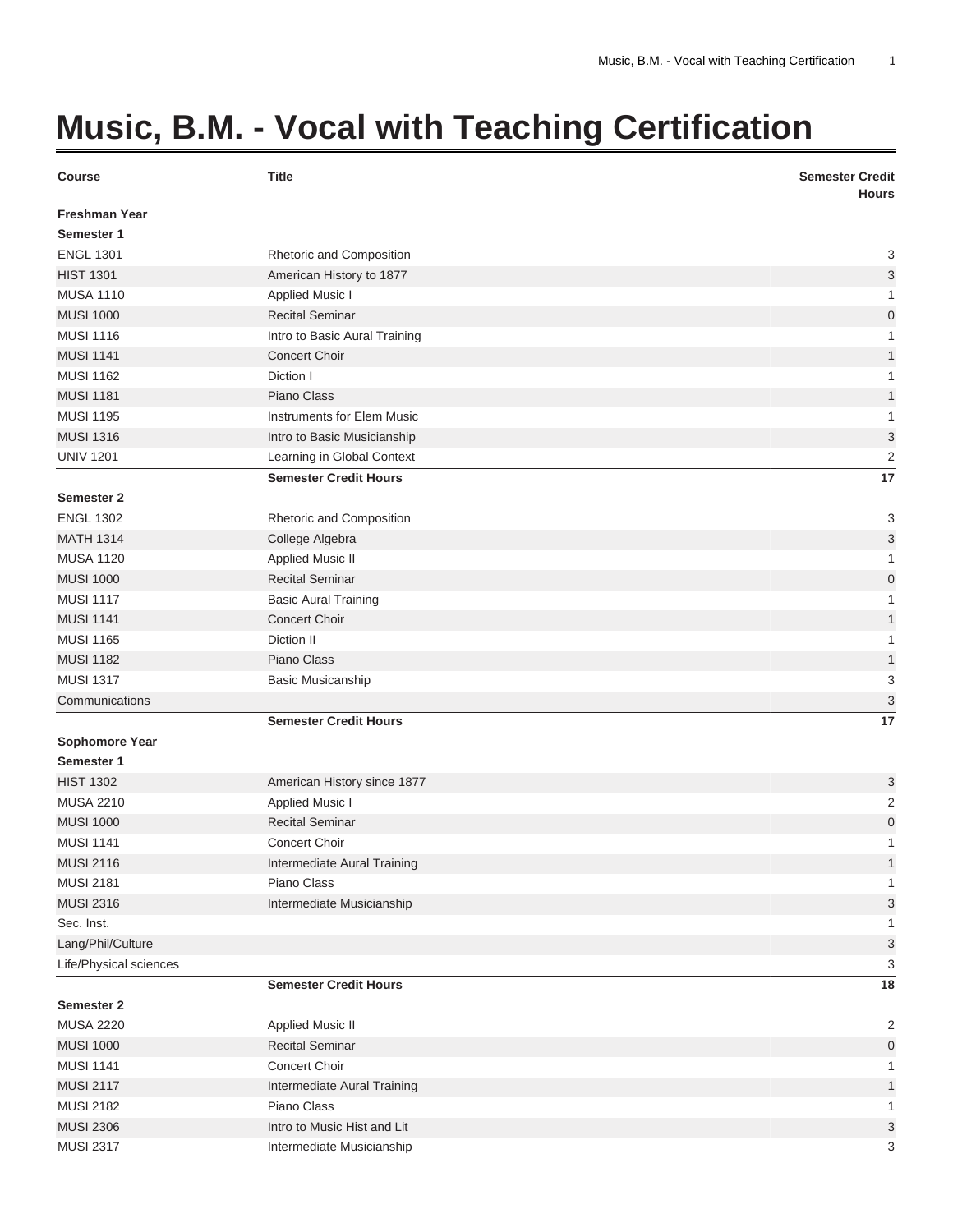# Music, B.M. - Vocal with Teaching Certification

| Course | Title | Semester Credit Hours |
| --- | --- | --- |
| **Freshman Year** | | |
| **Semester 1** | | |
| ENGL 1301 | Rhetoric and Composition | 3 |
| HIST 1301 | American History to 1877 | 3 |
| MUSA 1110 | Applied Music I | 1 |
| MUSI 1000 | Recital Seminar | 0 |
| MUSI 1116 | Intro to Basic Aural Training | 1 |
| MUSI 1141 | Concert Choir | 1 |
| MUSI 1162 | Diction I | 1 |
| MUSI 1181 | Piano Class | 1 |
| MUSI 1195 | Instruments for Elem Music | 1 |
| MUSI 1316 | Intro to Basic Musicianship | 3 |
| UNIV 1201 | Learning in Global Context | 2 |
| | **Semester Credit Hours** | **17** |
| **Semester 2** | | |
| ENGL 1302 | Rhetoric and Composition | 3 |
| MATH 1314 | College Algebra | 3 |
| MUSA 1120 | Applied Music II | 1 |
| MUSI 1000 | Recital Seminar | 0 |
| MUSI 1117 | Basic Aural Training | 1 |
| MUSI 1141 | Concert Choir | 1 |
| MUSI 1165 | Diction II | 1 |
| MUSI 1182 | Piano Class | 1 |
| MUSI 1317 | Basic Musicanship | 3 |
| Communications | | 3 |
| | **Semester Credit Hours** | **17** |
| **Sophomore Year** | | |
| **Semester 1** | | |
| HIST 1302 | American History since 1877 | 3 |
| MUSA 2210 | Applied Music I | 2 |
| MUSI 1000 | Recital Seminar | 0 |
| MUSI 1141 | Concert Choir | 1 |
| MUSI 2116 | Intermediate Aural Training | 1 |
| MUSI 2181 | Piano Class | 1 |
| MUSI 2316 | Intermediate Musicianship | 3 |
| Sec. Inst. | | 1 |
| Lang/Phil/Culture | | 3 |
| Life/Physical sciences | | 3 |
| | **Semester Credit Hours** | **18** |
| **Semester 2** | | |
| MUSA 2220 | Applied Music II | 2 |
| MUSI 1000 | Recital Seminar | 0 |
| MUSI 1141 | Concert Choir | 1 |
| MUSI 2117 | Intermediate Aural Training | 1 |
| MUSI 2182 | Piano Class | 1 |
| MUSI 2306 | Intro to Music Hist and Lit | 3 |
| MUSI 2317 | Intermediate Musicianship | 3 |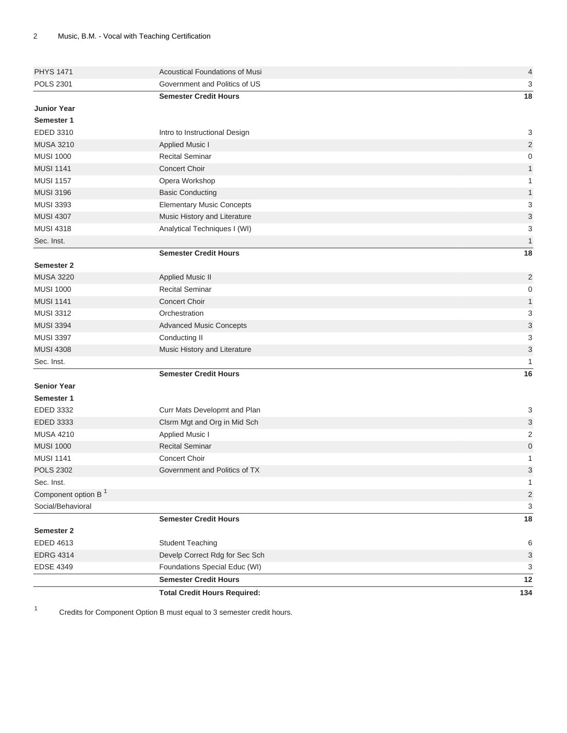| | | |
|---|---|---|
| PHYS 1471 | Acoustical Foundations of Musi | 4 |
| POLS 2301 | Government and Politics of US | 3 |
| | **Semester Credit Hours** | **18** |
| **Junior Year** | | |
| **Semester 1** | | |
| EDED 3310 | Intro to Instructional Design | 3 |
| MUSA 3210 | Applied Music I | 2 |
| MUSI 1000 | Recital Seminar | 0 |
| MUSI 1141 | Concert Choir | 1 |
| MUSI 1157 | Opera Workshop | 1 |
| MUSI 3196 | Basic Conducting | 1 |
| MUSI 3393 | Elementary Music Concepts | 3 |
| MUSI 4307 | Music History and Literature | 3 |
| MUSI 4318 | Analytical Techniques I (WI) | 3 |
| Sec. Inst. | | 1 |
| | **Semester Credit Hours** | **18** |
| **Semester 2** | | |
| MUSA 3220 | Applied Music II | 2 |
| MUSI 1000 | Recital Seminar | 0 |
| MUSI 1141 | Concert Choir | 1 |
| MUSI 3312 | Orchestration | 3 |
| MUSI 3394 | Advanced Music Concepts | 3 |
| MUSI 3397 | Conducting II | 3 |
| MUSI 4308 | Music History and Literature | 3 |
| Sec. Inst. | | 1 |
| | **Semester Credit Hours** | **16** |
| **Senior Year** | | |
| **Semester 1** | | |
| EDED 3332 | Curr Mats Developmt and Plan | 3 |
| EDED 3333 | Clsrm Mgt and Org in Mid Sch | 3 |
| MUSA 4210 | Applied Music I | 2 |
| MUSI 1000 | Recital Seminar | 0 |
| MUSI 1141 | Concert Choir | 1 |
| POLS 2302 | Government and Politics of TX | 3 |
| Sec. Inst. | | 1 |
| Component option B [1] | | 2 |
| Social/Behavioral | | 3 |
| | **Semester Credit Hours** | **18** |
| **Semester 2** | | |
| EDED 4613 | Student Teaching | 6 |
| EDRG 4314 | Develp Correct Rdg for Sec Sch | 3 |
| EDSE 4349 | Foundations Special Educ (WI) | 3 |
| | **Semester Credit Hours** | **12** |
| | **Total Credit Hours Required:** | **134** |

[1] Credits for Component Option B must equal to 3 semester credit hours.